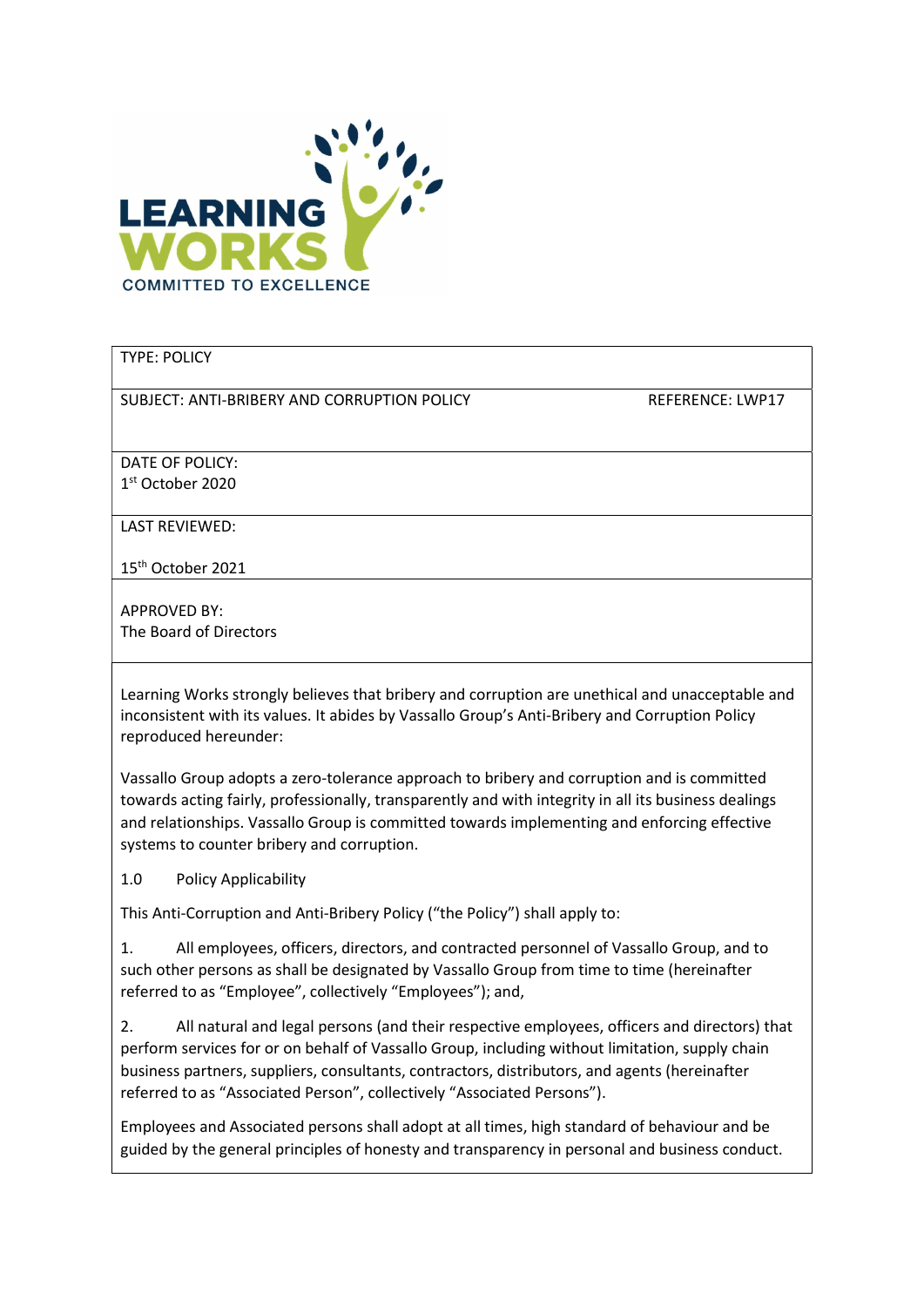LEARNING WORKS
COMMITTED TO EXCELLENCE

| TYPE: POLICY | |
|---|---|
| SUBJECT: ANTI-BRIBERY AND CORRUPTION POLICY | REFERENCE: LWP17 |
| DATE OF POLICY: 1st October 2020 | |
| LAST REVIEWED: 15th October 2021 | |
| APPROVED BY: The Board of Directors | |

Learning Works strongly believes that bribery and corruption are unethical and unacceptable and inconsistent with its values. It abides by Vassallo Group's Anti-Bribery and Corruption Policy reproduced hereunder:

Vassallo Group adopts a zero-tolerance approach to bribery and corruption and is committed towards acting fairly, professionally, transparently and with integrity in all its business dealings and relationships. Vassallo Group is committed towards implementing and enforcing effective systems to counter bribery and corruption.

1.0 Policy Applicability

This Anti-Corruption and Anti-Bribery Policy ("the Policy") shall apply to:

1. All employees, officers, directors, and contracted personnel of Vassallo Group, and to such other persons as shall be designated by Vassallo Group from time to time (hereinafter referred to as "Employee", collectively "Employees"); and,

2. All natural and legal persons (and their respective employees, officers and directors) that perform services for or on behalf of Vassallo Group, including without limitation, supply chain business partners, suppliers, consultants, contractors, distributors, and agents (hereinafter referred to as "Associated Person", collectively "Associated Persons").

Employees and Associated persons shall adopt at all times, high standard of behaviour and be guided by the general principles of honesty and transparency in personal and business conduct.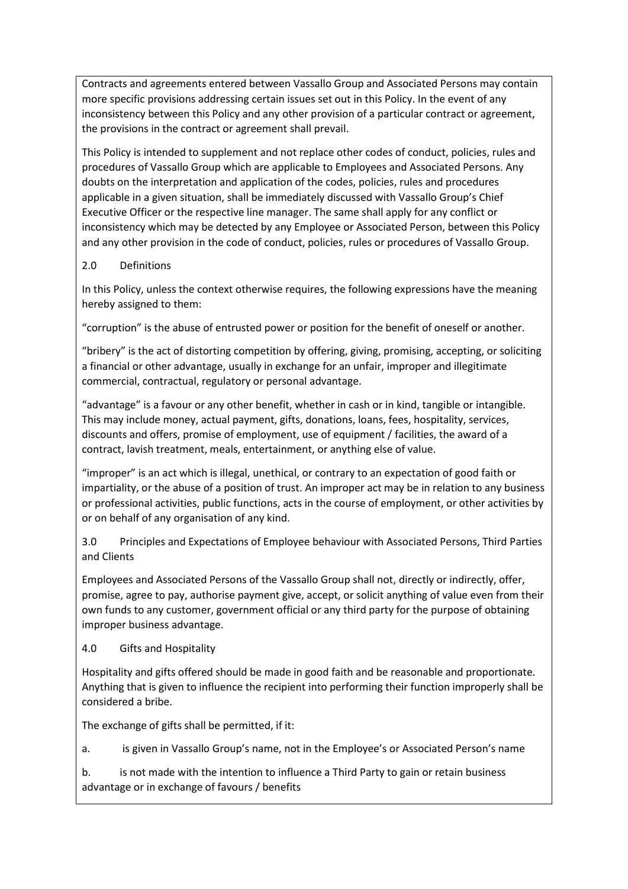Contracts and agreements entered between Vassallo Group and Associated Persons may contain more specific provisions addressing certain issues set out in this Policy. In the event of any inconsistency between this Policy and any other provision of a particular contract or agreement, the provisions in the contract or agreement shall prevail.

This Policy is intended to supplement and not replace other codes of conduct, policies, rules and procedures of Vassallo Group which are applicable to Employees and Associated Persons. Any doubts on the interpretation and application of the codes, policies, rules and procedures applicable in a given situation, shall be immediately discussed with Vassallo Group's Chief Executive Officer or the respective line manager. The same shall apply for any conflict or inconsistency which may be detected by any Employee or Associated Person, between this Policy and any other provision in the code of conduct, policies, rules or procedures of Vassallo Group.

## 2.0 Definitions

In this Policy, unless the context otherwise requires, the following expressions have the meaning hereby assigned to them:

"corruption" is the abuse of entrusted power or position for the benefit of oneself or another.

"bribery" is the act of distorting competition by offering, giving, promising, accepting, or soliciting a financial or other advantage, usually in exchange for an unfair, improper and illegitimate commercial, contractual, regulatory or personal advantage.

"advantage" is a favour or any other benefit, whether in cash or in kind, tangible or intangible. This may include money, actual payment, gifts, donations, loans, fees, hospitality, services, discounts and offers, promise of employment, use of equipment / facilities, the award of a contract, lavish treatment, meals, entertainment, or anything else of value.

"improper" is an act which is illegal, unethical, or contrary to an expectation of good faith or impartiality, or the abuse of a position of trust. An improper act may be in relation to any business or professional activities, public functions, acts in the course of employment, or other activities by or on behalf of any organisation of any kind.

## 3.0 Principles and Expectations of Employee behaviour with Associated Persons, Third Parties and Clients

Employees and Associated Persons of the Vassallo Group shall not, directly or indirectly, offer, promise, agree to pay, authorise payment give, accept, or solicit anything of value even from their own funds to any customer, government official or any third party for the purpose of obtaining improper business advantage.

## 4.0 Gifts and Hospitality

Hospitality and gifts offered should be made in good faith and be reasonable and proportionate. Anything that is given to influence the recipient into performing their function improperly shall be considered a bribe.

The exchange of gifts shall be permitted, if it:

a. is given in Vassallo Group's name, not in the Employee's or Associated Person's name

b. is not made with the intention to influence a Third Party to gain or retain business advantage or in exchange of favours / benefits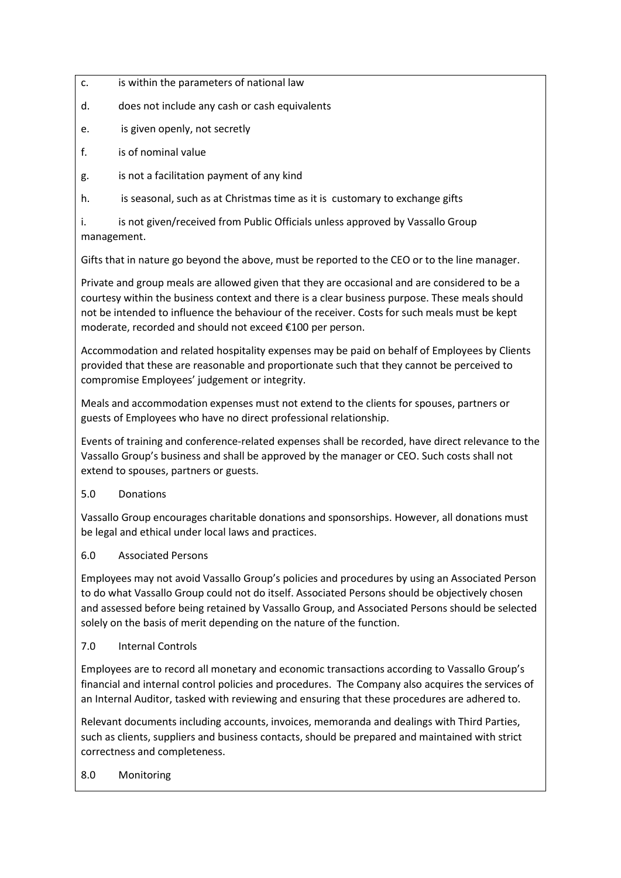c. is within the parameters of national law

d. does not include any cash or cash equivalents

e. is given openly, not secretly

f. is of nominal value

g. is not a facilitation payment of any kind

h. is seasonal, such as at Christmas time as it is customary to exchange gifts

i. is not given/received from Public Officials unless approved by Vassallo Group management.

Gifts that in nature go beyond the above, must be reported to the CEO or to the line manager.

Private and group meals are allowed given that they are occasional and are considered to be a courtesy within the business context and there is a clear business purpose. These meals should not be intended to influence the behaviour of the receiver. Costs for such meals must be kept moderate, recorded and should not exceed €100 per person.

Accommodation and related hospitality expenses may be paid on behalf of Employees by Clients provided that these are reasonable and proportionate such that they cannot be perceived to compromise Employees' judgement or integrity.

Meals and accommodation expenses must not extend to the clients for spouses, partners or guests of Employees who have no direct professional relationship.

Events of training and conference-related expenses shall be recorded, have direct relevance to the Vassallo Group's business and shall be approved by the manager or CEO. Such costs shall not extend to spouses, partners or guests.

## 5.0 Donations

Vassallo Group encourages charitable donations and sponsorships. However, all donations must be legal and ethical under local laws and practices.

## 6.0 Associated Persons

Employees may not avoid Vassallo Group's policies and procedures by using an Associated Person to do what Vassallo Group could not do itself. Associated Persons should be objectively chosen and assessed before being retained by Vassallo Group, and Associated Persons should be selected solely on the basis of merit depending on the nature of the function.

## 7.0 Internal Controls

Employees are to record all monetary and economic transactions according to Vassallo Group's financial and internal control policies and procedures. The Company also acquires the services of an Internal Auditor, tasked with reviewing and ensuring that these procedures are adhered to.

Relevant documents including accounts, invoices, memoranda and dealings with Third Parties, such as clients, suppliers and business contacts, should be prepared and maintained with strict correctness and completeness.

## 8.0 Monitoring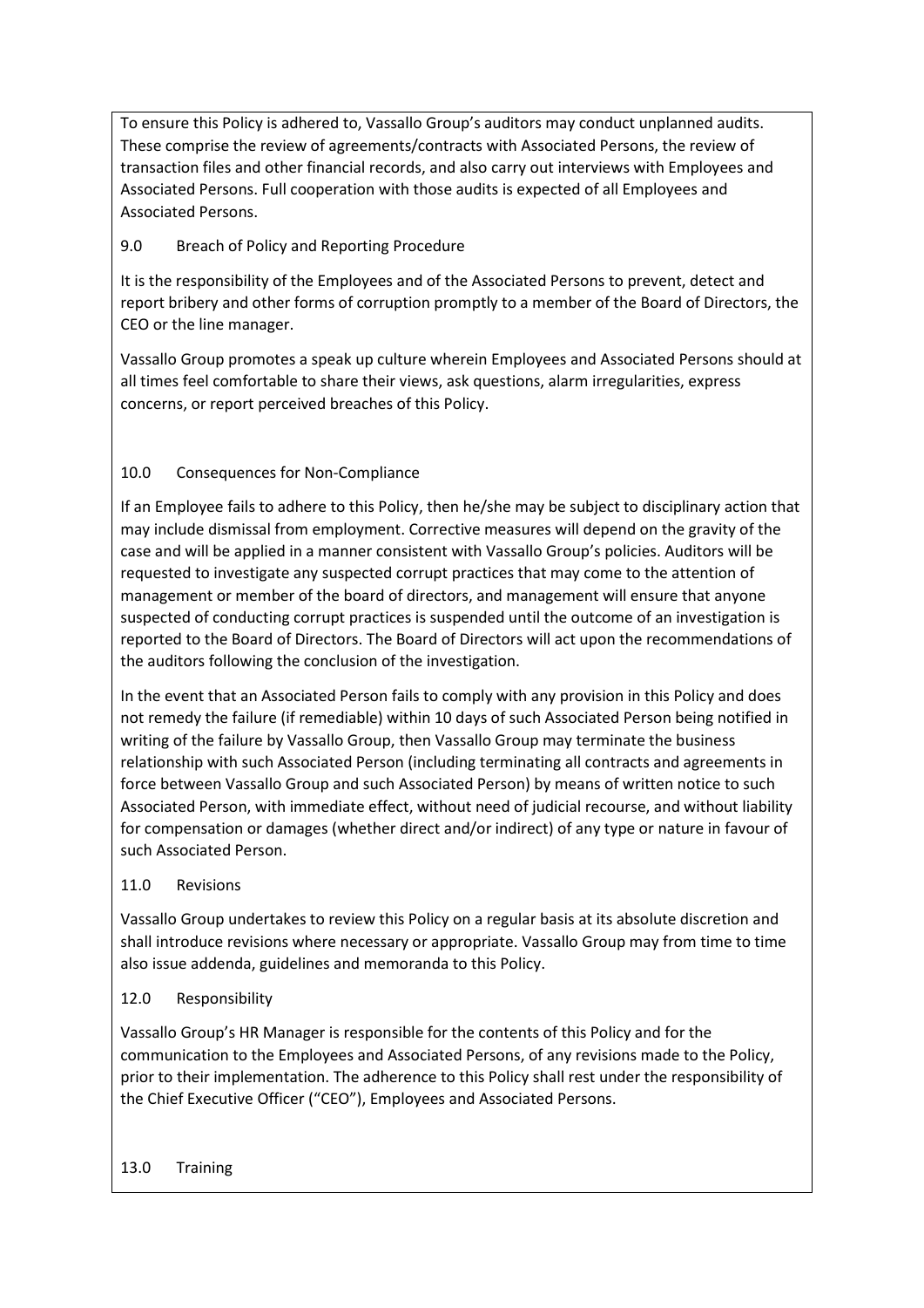To ensure this Policy is adhered to, Vassallo Group's auditors may conduct unplanned audits. These comprise the review of agreements/contracts with Associated Persons, the review of transaction files and other financial records, and also carry out interviews with Employees and Associated Persons. Full cooperation with those audits is expected of all Employees and Associated Persons.

## 9.0 Breach of Policy and Reporting Procedure

It is the responsibility of the Employees and of the Associated Persons to prevent, detect and report bribery and other forms of corruption promptly to a member of the Board of Directors, the CEO or the line manager.

Vassallo Group promotes a speak up culture wherein Employees and Associated Persons should at all times feel comfortable to share their views, ask questions, alarm irregularities, express concerns, or report perceived breaches of this Policy.

## 10.0 Consequences for Non-Compliance

If an Employee fails to adhere to this Policy, then he/she may be subject to disciplinary action that may include dismissal from employment. Corrective measures will depend on the gravity of the case and will be applied in a manner consistent with Vassallo Group's policies. Auditors will be requested to investigate any suspected corrupt practices that may come to the attention of management or member of the board of directors, and management will ensure that anyone suspected of conducting corrupt practices is suspended until the outcome of an investigation is reported to the Board of Directors. The Board of Directors will act upon the recommendations of the auditors following the conclusion of the investigation.

In the event that an Associated Person fails to comply with any provision in this Policy and does not remedy the failure (if remediable) within 10 days of such Associated Person being notified in writing of the failure by Vassallo Group, then Vassallo Group may terminate the business relationship with such Associated Person (including terminating all contracts and agreements in force between Vassallo Group and such Associated Person) by means of written notice to such Associated Person, with immediate effect, without need of judicial recourse, and without liability for compensation or damages (whether direct and/or indirect) of any type or nature in favour of such Associated Person.

## 11.0 Revisions

Vassallo Group undertakes to review this Policy on a regular basis at its absolute discretion and shall introduce revisions where necessary or appropriate. Vassallo Group may from time to time also issue addenda, guidelines and memoranda to this Policy.

## 12.0 Responsibility

Vassallo Group's HR Manager is responsible for the contents of this Policy and for the communication to the Employees and Associated Persons, of any revisions made to the Policy, prior to their implementation. The adherence to this Policy shall rest under the responsibility of the Chief Executive Officer ("CEO"), Employees and Associated Persons.

## 13.0 Training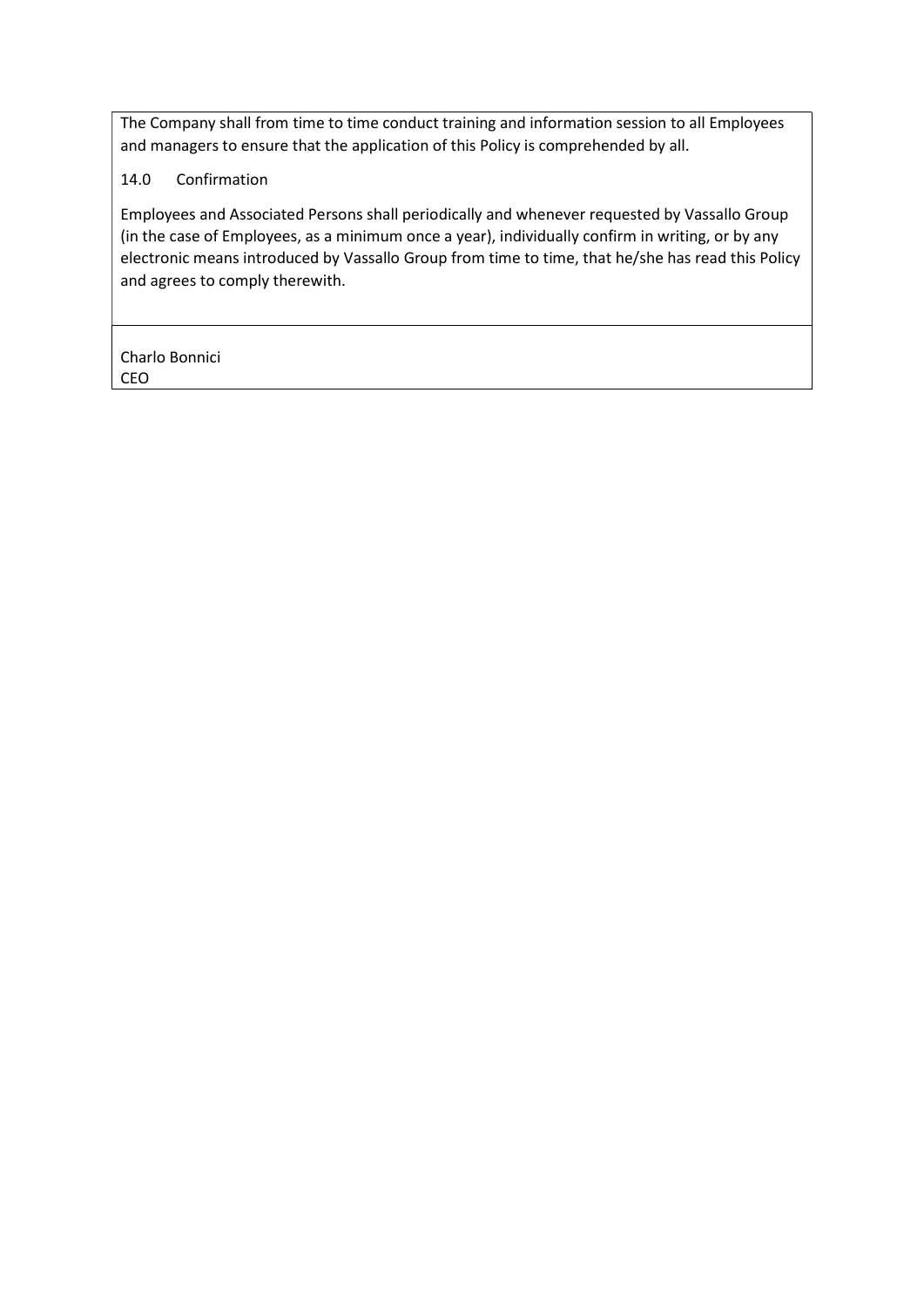The Company shall from time to time conduct training and information session to all Employees and managers to ensure that the application of this Policy is comprehended by all.

## 14.0 Confirmation

Employees and Associated Persons shall periodically and whenever requested by Vassallo Group (in the case of Employees, as a minimum once a year), individually confirm in writing, or by any electronic means introduced by Vassallo Group from time to time, that he/she has read this Policy and agrees to comply therewith.

Charlo Bonnici
CEO